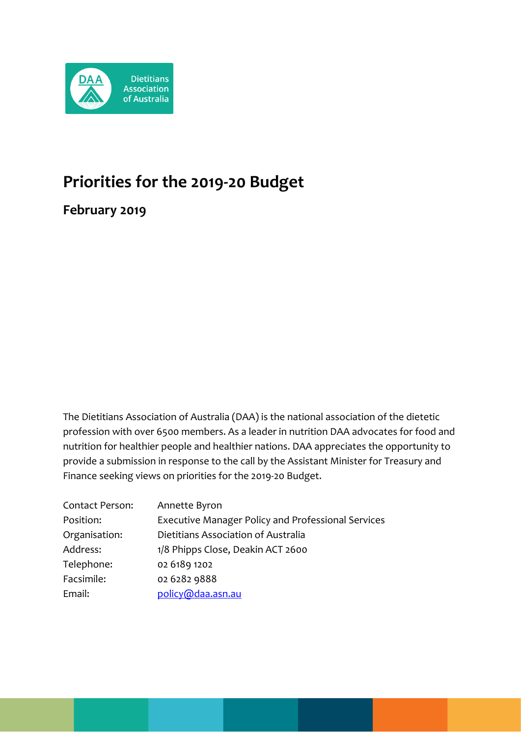# Priorities for the 2019-20 Budget

## February 2019

The Dietitians Association of Australia (DAA) is the national association of the dietetic profession with over 6500 members. As a leader in nutrition DAA advocates for food and nutrition for healthier people and healthier nations. DAA appreciates the opportunity to provide a submission in response to the call by the Assistant Minister for Treasury and Finance seeking views on priorities for the 2019-20 Budget.

| | |
|---|---|
| Contact Person: | Annette Byron |
| Position: | Executive Manager Policy and Professional Services |
| Organisation: | Dietitians Association of Australia |
| Address: | 1/8 Phipps Close, Deakin ACT 2600 |
| Telephone: | 02 6189 1202 |
| Facsimile: | 02 6282 9888 |
| Email: | policy@daa.asn.au |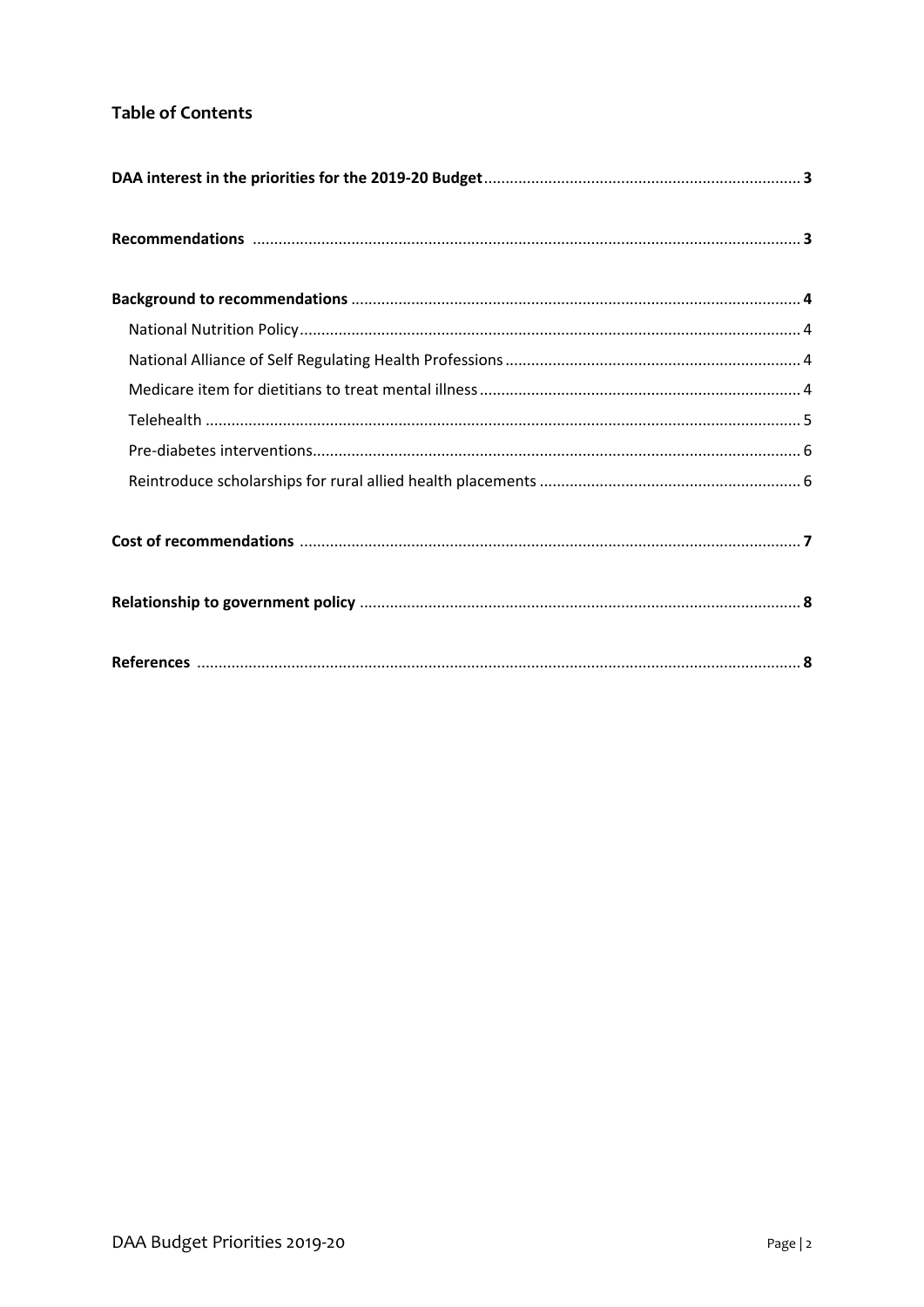## Table of Contents

**DAA interest in the priorities for the 2019-20 Budget** .......... **3**

**Recommendations** .......... **3**

**Background to recommendations** .......... **4**

- National Nutrition Policy .......... 4
- National Alliance of Self Regulating Health Professions .......... 4
- Medicare item for dietitians to treat mental illness .......... 4
- Telehealth .......... 5
- Pre-diabetes interventions .......... 6
- Reintroduce scholarships for rural allied health placements .......... 6

**Cost of recommendations** .......... **7**

**Relationship to government policy** .......... **8**

**References** .......... **8**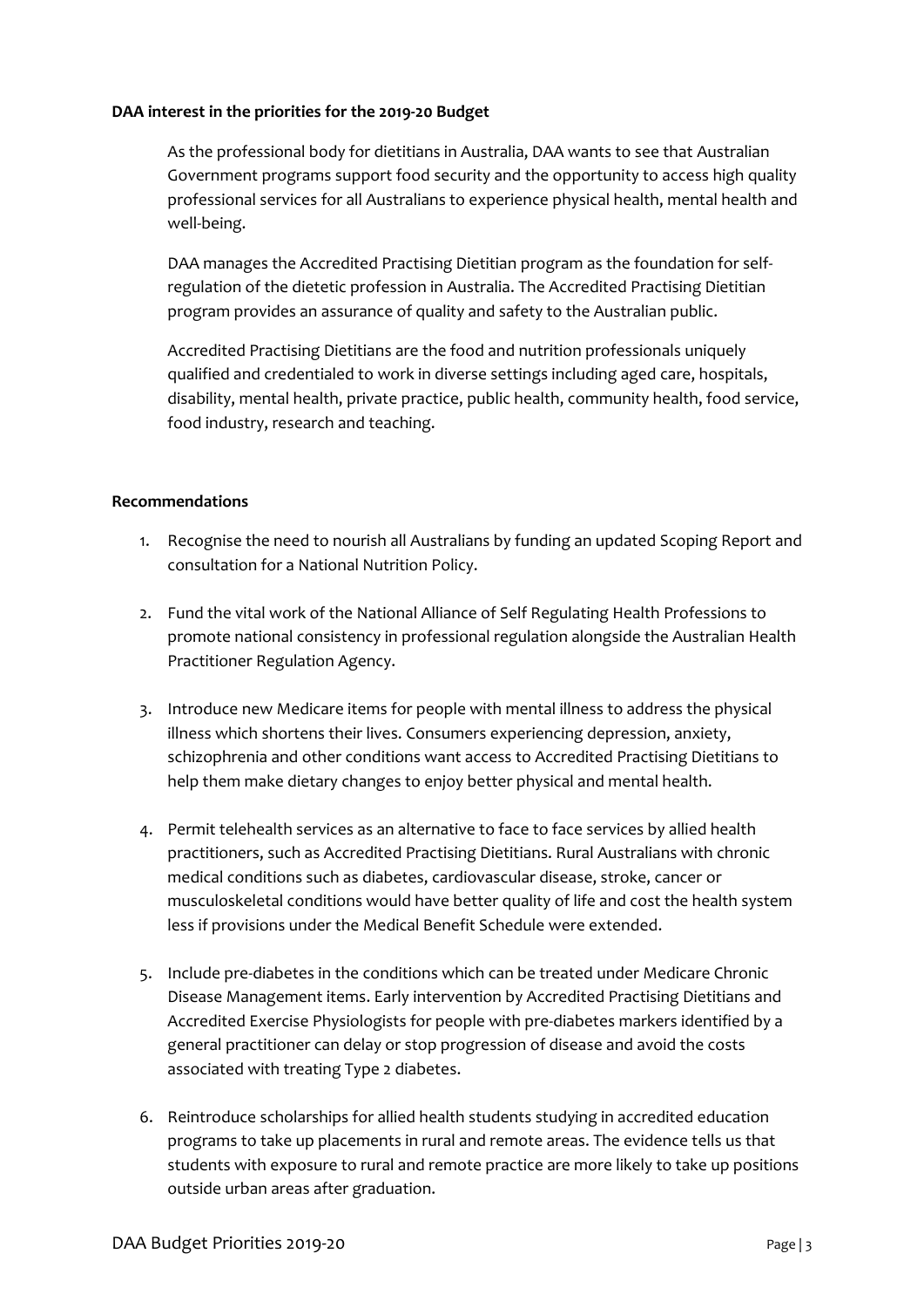**DAA interest in the priorities for the 2019-20 Budget**

As the professional body for dietitians in Australia, DAA wants to see that Australian Government programs support food security and the opportunity to access high quality professional services for all Australians to experience physical health, mental health and well-being.

DAA manages the Accredited Practising Dietitian program as the foundation for self-regulation of the dietetic profession in Australia. The Accredited Practising Dietitian program provides an assurance of quality and safety to the Australian public.

Accredited Practising Dietitians are the food and nutrition professionals uniquely qualified and credentialed to work in diverse settings including aged care, hospitals, disability, mental health, private practice, public health, community health, food service, food industry, research and teaching.

**Recommendations**

1. Recognise the need to nourish all Australians by funding an updated Scoping Report and consultation for a National Nutrition Policy.
2. Fund the vital work of the National Alliance of Self Regulating Health Professions to promote national consistency in professional regulation alongside the Australian Health Practitioner Regulation Agency.
3. Introduce new Medicare items for people with mental illness to address the physical illness which shortens their lives. Consumers experiencing depression, anxiety, schizophrenia and other conditions want access to Accredited Practising Dietitians to help them make dietary changes to enjoy better physical and mental health.
4. Permit telehealth services as an alternative to face to face services by allied health practitioners, such as Accredited Practising Dietitians. Rural Australians with chronic medical conditions such as diabetes, cardiovascular disease, stroke, cancer or musculoskeletal conditions would have better quality of life and cost the health system less if provisions under the Medical Benefit Schedule were extended.
5. Include pre-diabetes in the conditions which can be treated under Medicare Chronic Disease Management items. Early intervention by Accredited Practising Dietitians and Accredited Exercise Physiologists for people with pre-diabetes markers identified by a general practitioner can delay or stop progression of disease and avoid the costs associated with treating Type 2 diabetes.
6. Reintroduce scholarships for allied health students studying in accredited education programs to take up placements in rural and remote areas. The evidence tells us that students with exposure to rural and remote practice are more likely to take up positions outside urban areas after graduation.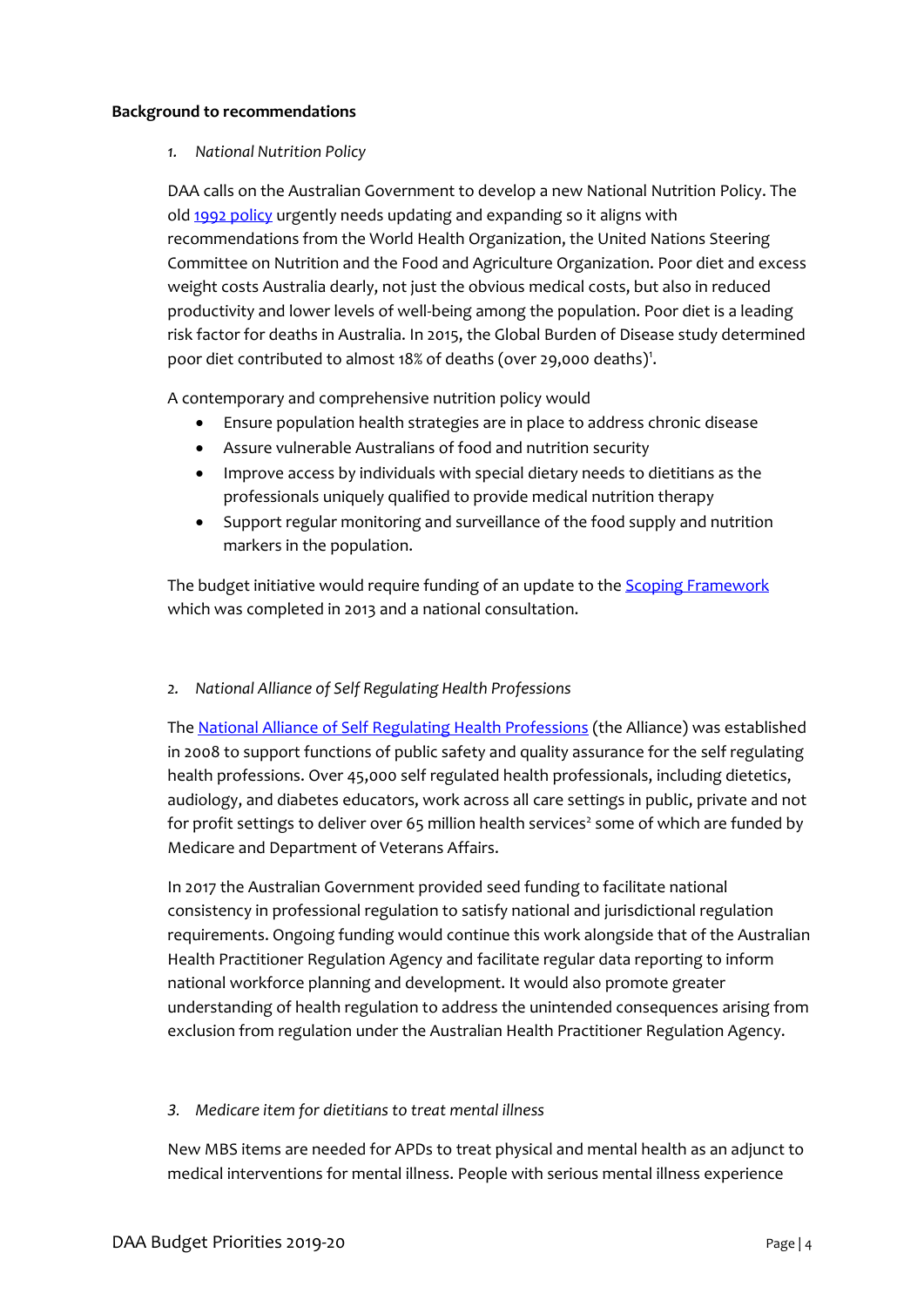**Background to recommendations**

1. *National Nutrition Policy*

DAA calls on the Australian Government to develop a new National Nutrition Policy. The old 1992 policy urgently needs updating and expanding so it aligns with recommendations from the World Health Organization, the United Nations Steering Committee on Nutrition and the Food and Agriculture Organization. Poor diet and excess weight costs Australia dearly, not just the obvious medical costs, but also in reduced productivity and lower levels of well-being among the population. Poor diet is a leading risk factor for deaths in Australia. In 2015, the Global Burden of Disease study determined poor diet contributed to almost 18% of deaths (over 29,000 deaths)[1].

A contemporary and comprehensive nutrition policy would

- Ensure population health strategies are in place to address chronic disease
- Assure vulnerable Australians of food and nutrition security
- Improve access by individuals with special dietary needs to dietitians as the professionals uniquely qualified to provide medical nutrition therapy
- Support regular monitoring and surveillance of the food supply and nutrition markers in the population.

The budget initiative would require funding of an update to the Scoping Framework which was completed in 2013 and a national consultation.

2. *National Alliance of Self Regulating Health Professions*

The National Alliance of Self Regulating Health Professions (the Alliance) was established in 2008 to support functions of public safety and quality assurance for the self regulating health professions. Over 45,000 self regulated health professionals, including dietetics, audiology, and diabetes educators, work across all care settings in public, private and not for profit settings to deliver over 65 million health services[2] some of which are funded by Medicare and Department of Veterans Affairs.

In 2017 the Australian Government provided seed funding to facilitate national consistency in professional regulation to satisfy national and jurisdictional regulation requirements. Ongoing funding would continue this work alongside that of the Australian Health Practitioner Regulation Agency and facilitate regular data reporting to inform national workforce planning and development. It would also promote greater understanding of health regulation to address the unintended consequences arising from exclusion from regulation under the Australian Health Practitioner Regulation Agency.

3. *Medicare item for dietitians to treat mental illness*

New MBS items are needed for APDs to treat physical and mental health as an adjunct to medical interventions for mental illness. People with serious mental illness experience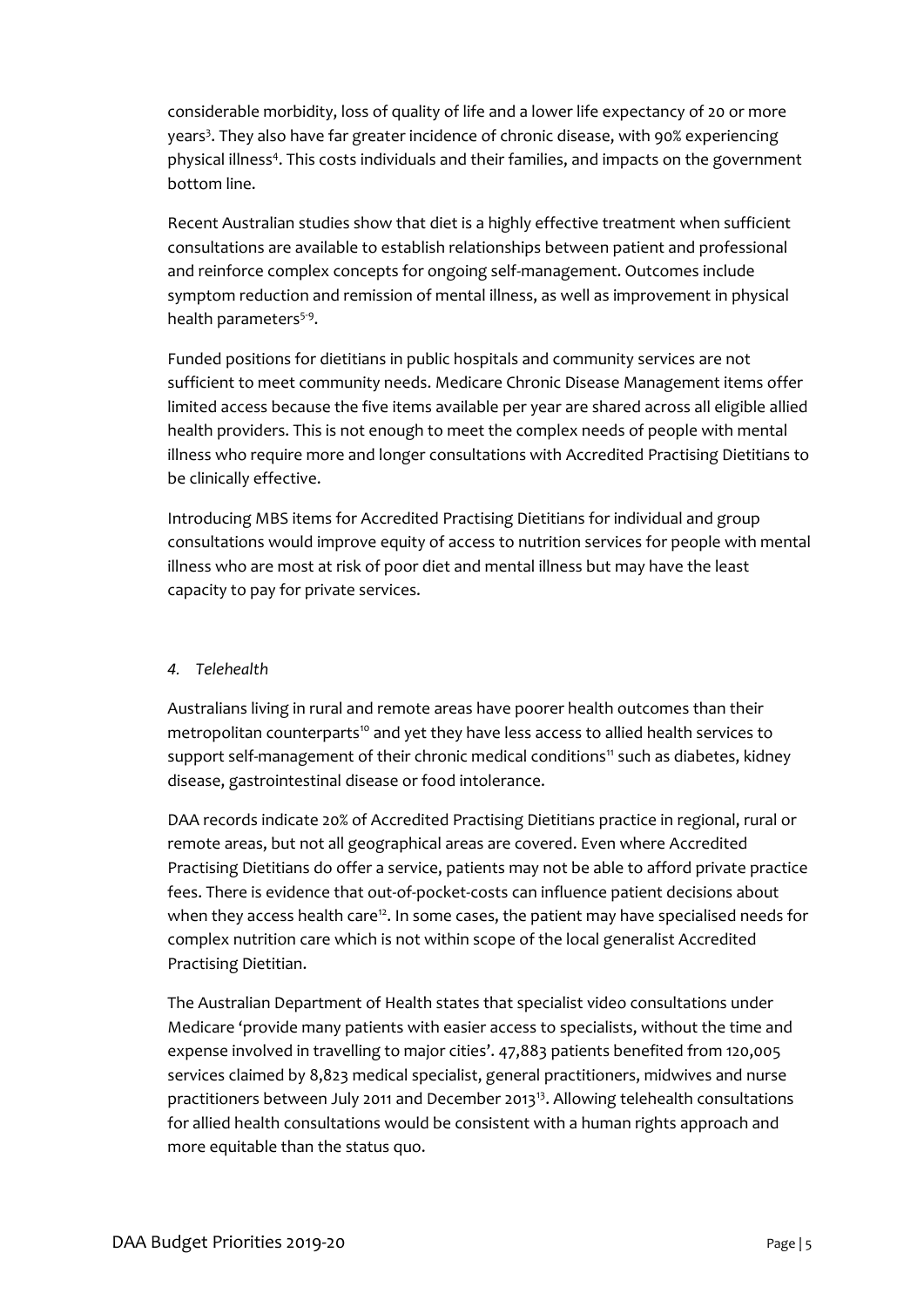considerable morbidity, loss of quality of life and a lower life expectancy of 20 or more years[3]. They also have far greater incidence of chronic disease, with 90% experiencing physical illness[4]. This costs individuals and their families, and impacts on the government bottom line.

Recent Australian studies show that diet is a highly effective treatment when sufficient consultations are available to establish relationships between patient and professional and reinforce complex concepts for ongoing self-management. Outcomes include symptom reduction and remission of mental illness, as well as improvement in physical health parameters[5-9].

Funded positions for dietitians in public hospitals and community services are not sufficient to meet community needs. Medicare Chronic Disease Management items offer limited access because the five items available per year are shared across all eligible allied health providers. This is not enough to meet the complex needs of people with mental illness who require more and longer consultations with Accredited Practising Dietitians to be clinically effective.

Introducing MBS items for Accredited Practising Dietitians for individual and group consultations would improve equity of access to nutrition services for people with mental illness who are most at risk of poor diet and mental illness but may have the least capacity to pay for private services.

### *4. Telehealth*

Australians living in rural and remote areas have poorer health outcomes than their metropolitan counterparts[10] and yet they have less access to allied health services to support self-management of their chronic medical conditions[11] such as diabetes, kidney disease, gastrointestinal disease or food intolerance.

DAA records indicate 20% of Accredited Practising Dietitians practice in regional, rural or remote areas, but not all geographical areas are covered. Even where Accredited Practising Dietitians do offer a service, patients may not be able to afford private practice fees. There is evidence that out-of-pocket-costs can influence patient decisions about when they access health care[12]. In some cases, the patient may have specialised needs for complex nutrition care which is not within scope of the local generalist Accredited Practising Dietitian.

The Australian Department of Health states that specialist video consultations under Medicare 'provide many patients with easier access to specialists, without the time and expense involved in travelling to major cities'. 47,883 patients benefited from 120,005 services claimed by 8,823 medical specialist, general practitioners, midwives and nurse practitioners between July 2011 and December 2013[13]. Allowing telehealth consultations for allied health consultations would be consistent with a human rights approach and more equitable than the status quo.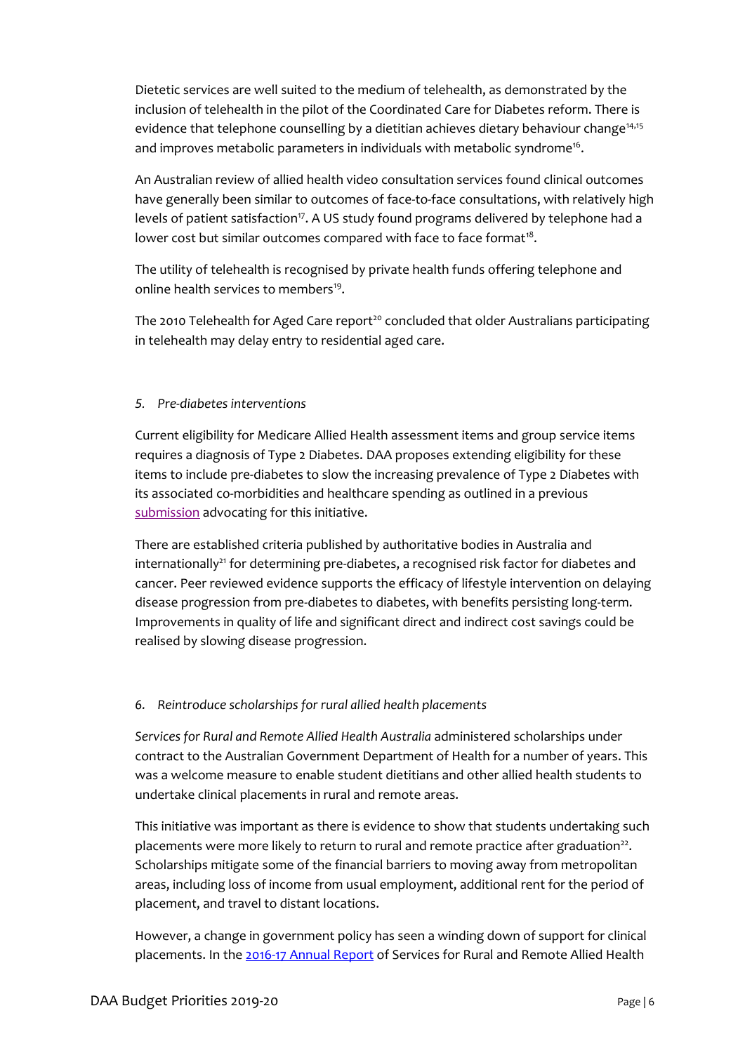Dietetic services are well suited to the medium of telehealth, as demonstrated by the inclusion of telehealth in the pilot of the Coordinated Care for Diabetes reform. There is evidence that telephone counselling by a dietitian achieves dietary behaviour change[14,15] and improves metabolic parameters in individuals with metabolic syndrome[16].

An Australian review of allied health video consultation services found clinical outcomes have generally been similar to outcomes of face-to-face consultations, with relatively high levels of patient satisfaction[17]. A US study found programs delivered by telephone had a lower cost but similar outcomes compared with face to face format[18].

The utility of telehealth is recognised by private health funds offering telephone and online health services to members[19].

The 2010 Telehealth for Aged Care report[20] concluded that older Australians participating in telehealth may delay entry to residential aged care.

*5. Pre-diabetes interventions*

Current eligibility for Medicare Allied Health assessment items and group service items requires a diagnosis of Type 2 Diabetes. DAA proposes extending eligibility for these items to include pre-diabetes to slow the increasing prevalence of Type 2 Diabetes with its associated co-morbidities and healthcare spending as outlined in a previous submission advocating for this initiative.

There are established criteria published by authoritative bodies in Australia and internationally[21] for determining pre-diabetes, a recognised risk factor for diabetes and cancer. Peer reviewed evidence supports the efficacy of lifestyle intervention on delaying disease progression from pre-diabetes to diabetes, with benefits persisting long-term. Improvements in quality of life and significant direct and indirect cost savings could be realised by slowing disease progression.

*6. Reintroduce scholarships for rural allied health placements*

*Services for Rural and Remote Allied Health Australia* administered scholarships under contract to the Australian Government Department of Health for a number of years. This was a welcome measure to enable student dietitians and other allied health students to undertake clinical placements in rural and remote areas.

This initiative was important as there is evidence to show that students undertaking such placements were more likely to return to rural and remote practice after graduation[22]. Scholarships mitigate some of the financial barriers to moving away from metropolitan areas, including loss of income from usual employment, additional rent for the period of placement, and travel to distant locations.

However, a change in government policy has seen a winding down of support for clinical placements. In the 2016-17 Annual Report of Services for Rural and Remote Allied Health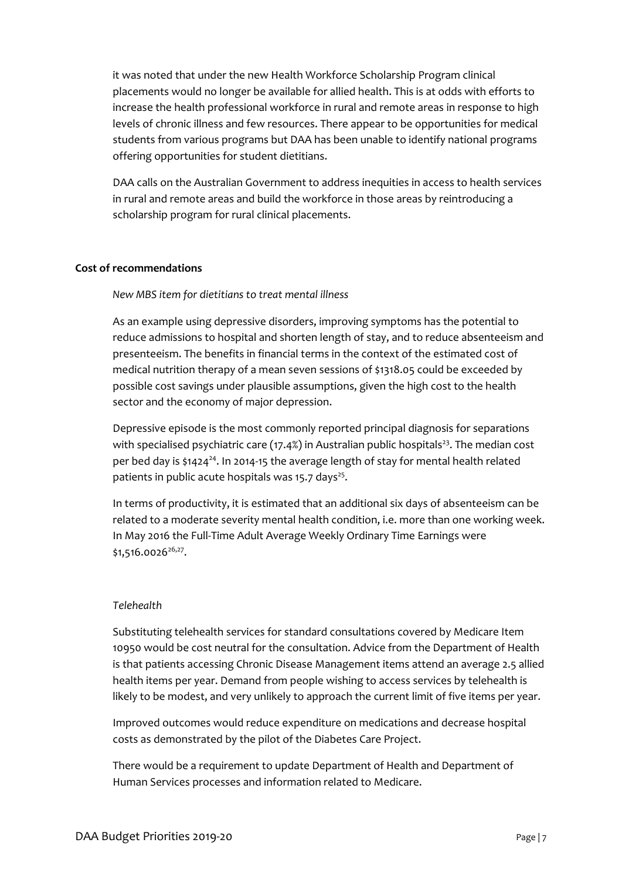it was noted that under the new Health Workforce Scholarship Program clinical placements would no longer be available for allied health. This is at odds with efforts to increase the health professional workforce in rural and remote areas in response to high levels of chronic illness and few resources. There appear to be opportunities for medical students from various programs but DAA has been unable to identify national programs offering opportunities for student dietitians.

DAA calls on the Australian Government to address inequities in access to health services in rural and remote areas and build the workforce in those areas by reintroducing a scholarship program for rural clinical placements.

**Cost of recommendations**

*New MBS item for dietitians to treat mental illness*

As an example using depressive disorders, improving symptoms has the potential to reduce admissions to hospital and shorten length of stay, and to reduce absenteeism and presenteeism. The benefits in financial terms in the context of the estimated cost of medical nutrition therapy of a mean seven sessions of $1318.05 could be exceeded by possible cost savings under plausible assumptions, given the high cost to the health sector and the economy of major depression.

Depressive episode is the most commonly reported principal diagnosis for separations with specialised psychiatric care (17.4%) in Australian public hospitals[23]. The median cost per bed day is $1424[24]. In 2014-15 the average length of stay for mental health related patients in public acute hospitals was 15.7 days[25].

In terms of productivity, it is estimated that an additional six days of absenteeism can be related to a moderate severity mental health condition, i.e. more than one working week. In May 2016 the Full-Time Adult Average Weekly Ordinary Time Earnings were $1,516.0026[26,27].

*Telehealth*

Substituting telehealth services for standard consultations covered by Medicare Item 10950 would be cost neutral for the consultation. Advice from the Department of Health is that patients accessing Chronic Disease Management items attend an average 2.5 allied health items per year. Demand from people wishing to access services by telehealth is likely to be modest, and very unlikely to approach the current limit of five items per year.

Improved outcomes would reduce expenditure on medications and decrease hospital costs as demonstrated by the pilot of the Diabetes Care Project.

There would be a requirement to update Department of Health and Department of Human Services processes and information related to Medicare.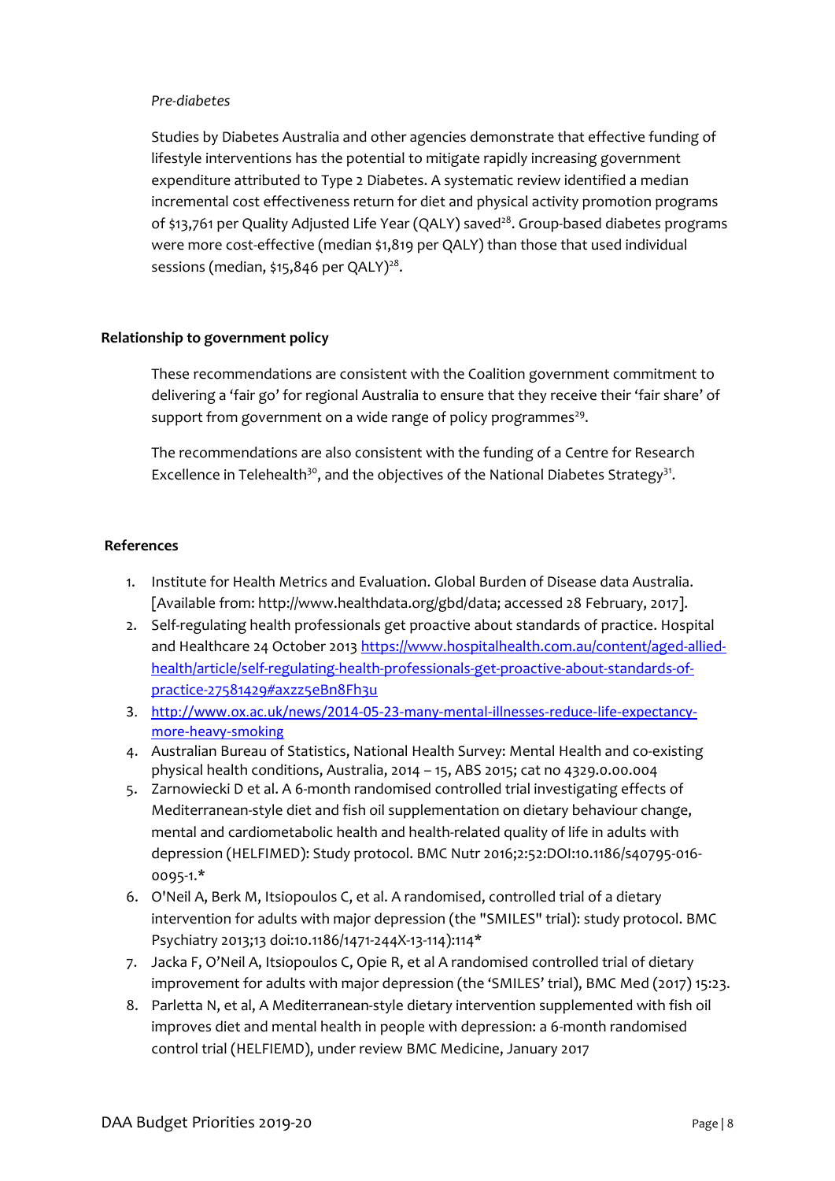*Pre-diabetes*

Studies by Diabetes Australia and other agencies demonstrate that effective funding of lifestyle interventions has the potential to mitigate rapidly increasing government expenditure attributed to Type 2 Diabetes. A systematic review identified a median incremental cost effectiveness return for diet and physical activity promotion programs of $13,761 per Quality Adjusted Life Year (QALY) saved[28]. Group-based diabetes programs were more cost-effective (median $1,819 per QALY) than those that used individual sessions (median, $15,846 per QALY)[28].

**Relationship to government policy**

These recommendations are consistent with the Coalition government commitment to delivering a 'fair go' for regional Australia to ensure that they receive their 'fair share' of support from government on a wide range of policy programmes[29].

The recommendations are also consistent with the funding of a Centre for Research Excellence in Telehealth[30], and the objectives of the National Diabetes Strategy[31].

**References**

1. Institute for Health Metrics and Evaluation. Global Burden of Disease data Australia. [Available from: http://www.healthdata.org/gbd/data; accessed 28 February, 2017].
2. Self-regulating health professionals get proactive about standards of practice. Hospital and Healthcare 24 October 2013 https://www.hospitalhealth.com.au/content/aged-allied-health/article/self-regulating-health-professionals-get-proactive-about-standards-of-practice-27581429#axzz5eBn8Fh3u
3. http://www.ox.ac.uk/news/2014-05-23-many-mental-illnesses-reduce-life-expectancy-more-heavy-smoking
4. Australian Bureau of Statistics, National Health Survey: Mental Health and co-existing physical health conditions, Australia, 2014 – 15, ABS 2015; cat no 4329.0.00.004
5. Zarnowiecki D et al. A 6-month randomised controlled trial investigating effects of Mediterranean-style diet and fish oil supplementation on dietary behaviour change, mental and cardiometabolic health and health-related quality of life in adults with depression (HELFIMED): Study protocol. BMC Nutr 2016;2:52:DOI:10.1186/s40795-016-0095-1.*
6. O'Neil A, Berk M, Itsiopoulos C, et al. A randomised, controlled trial of a dietary intervention for adults with major depression (the "SMILES" trial): study protocol. BMC Psychiatry 2013;13 doi:10.1186/1471-244X-13-114):114*
7. Jacka F, O'Neil A, Itsiopoulos C, Opie R, et al A randomised controlled trial of dietary improvement for adults with major depression (the 'SMILES' trial), BMC Med (2017) 15:23.
8. Parletta N, et al, A Mediterranean-style dietary intervention supplemented with fish oil improves diet and mental health in people with depression: a 6-month randomised control trial (HELFIEMD), under review BMC Medicine, January 2017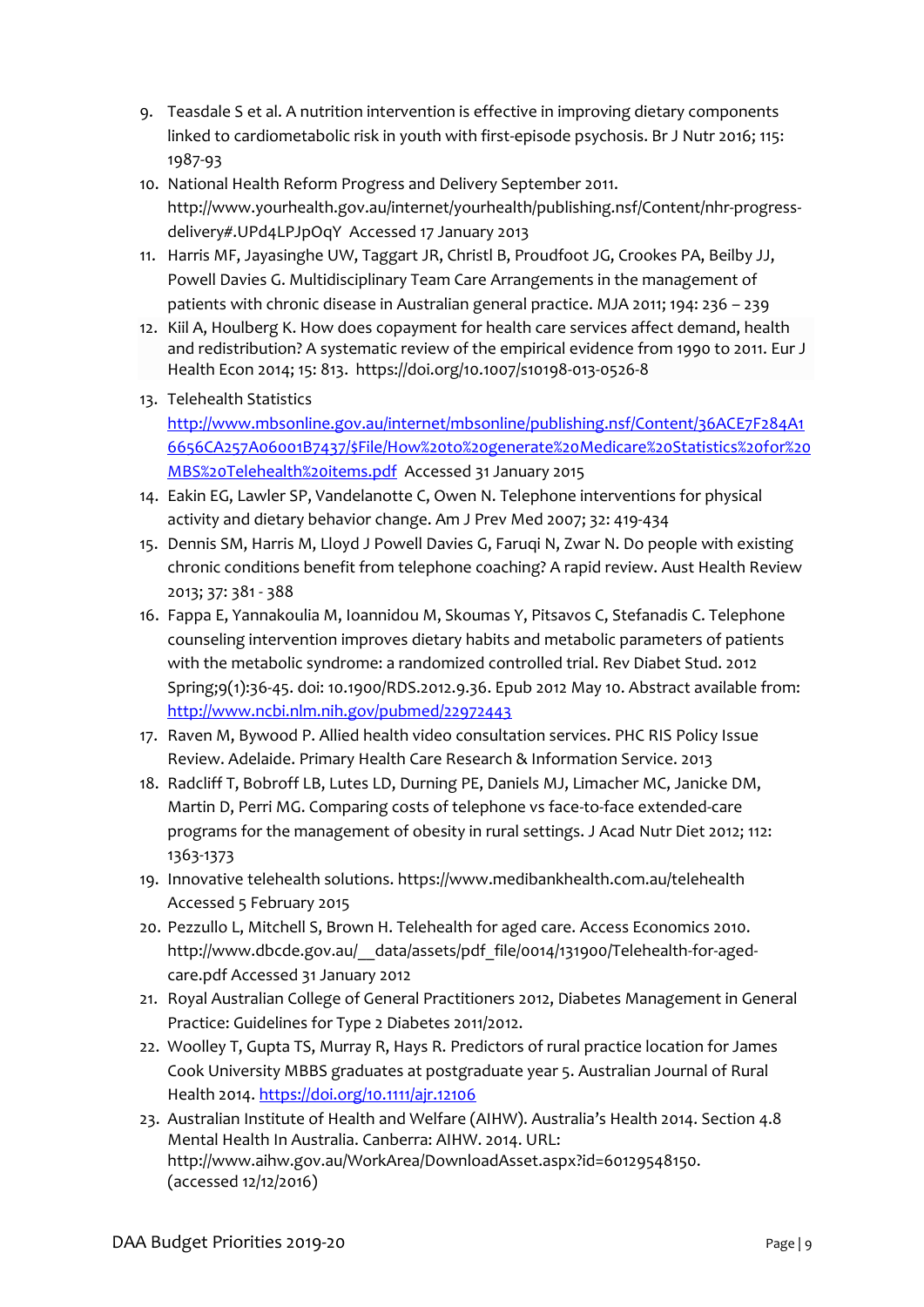9. Teasdale S et al. A nutrition intervention is effective in improving dietary components linked to cardiometabolic risk in youth with first-episode psychosis. Br J Nutr 2016; 115: 1987-93
10. National Health Reform Progress and Delivery September 2011. http://www.yourhealth.gov.au/internet/yourhealth/publishing.nsf/Content/nhr-progress-delivery#.UPd4LPJpOqY Accessed 17 January 2013
11. Harris MF, Jayasinghe UW, Taggart JR, Christl B, Proudfoot JG, Crookes PA, Beilby JJ, Powell Davies G. Multidisciplinary Team Care Arrangements in the management of patients with chronic disease in Australian general practice. MJA 2011; 194: 236 – 239
12. Kiil A, Houlberg K. How does copayment for health care services affect demand, health and redistribution? A systematic review of the empirical evidence from 1990 to 2011. Eur J Health Econ 2014; 15: 813. https://doi.org/10.1007/s10198-013-0526-8
13. Telehealth Statistics http://www.mbsonline.gov.au/internet/mbsonline/publishing.nsf/Content/36ACE7F284A16656CA257A06001B7437/$File/How%20to%20generate%20Medicare%20Statistics%20for%20MBS%20Telehealth%20items.pdf Accessed 31 January 2015
14. Eakin EG, Lawler SP, Vandelanotte C, Owen N. Telephone interventions for physical activity and dietary behavior change. Am J Prev Med 2007; 32: 419-434
15. Dennis SM, Harris M, Lloyd J Powell Davies G, Faruqi N, Zwar N. Do people with existing chronic conditions benefit from telephone coaching? A rapid review. Aust Health Review 2013; 37: 381 - 388
16. Fappa E, Yannakoulia M, Ioannidou M, Skoumas Y, Pitsavos C, Stefanadis C. Telephone counseling intervention improves dietary habits and metabolic parameters of patients with the metabolic syndrome: a randomized controlled trial. Rev Diabet Stud. 2012 Spring;9(1):36-45. doi: 10.1900/RDS.2012.9.36. Epub 2012 May 10. Abstract available from: http://www.ncbi.nlm.nih.gov/pubmed/22972443
17. Raven M, Bywood P. Allied health video consultation services. PHC RIS Policy Issue Review. Adelaide. Primary Health Care Research & Information Service. 2013
18. Radcliff T, Bobroff LB, Lutes LD, Durning PE, Daniels MJ, Limacher MC, Janicke DM, Martin D, Perri MG. Comparing costs of telephone vs face-to-face extended-care programs for the management of obesity in rural settings. J Acad Nutr Diet 2012; 112: 1363-1373
19. Innovative telehealth solutions. https://www.medibankhealth.com.au/telehealth Accessed 5 February 2015
20. Pezzullo L, Mitchell S, Brown H. Telehealth for aged care. Access Economics 2010. http://www.dbcde.gov.au/__data/assets/pdf_file/0014/131900/Telehealth-for-aged-care.pdf Accessed 31 January 2012
21. Royal Australian College of General Practitioners 2012, Diabetes Management in General Practice: Guidelines for Type 2 Diabetes 2011/2012.
22. Woolley T, Gupta TS, Murray R, Hays R. Predictors of rural practice location for James Cook University MBBS graduates at postgraduate year 5. Australian Journal of Rural Health 2014. https://doi.org/10.1111/ajr.12106
23. Australian Institute of Health and Welfare (AIHW). Australia's Health 2014. Section 4.8 Mental Health In Australia. Canberra: AIHW. 2014. URL: http://www.aihw.gov.au/WorkArea/DownloadAsset.aspx?id=60129548150. (accessed 12/12/2016)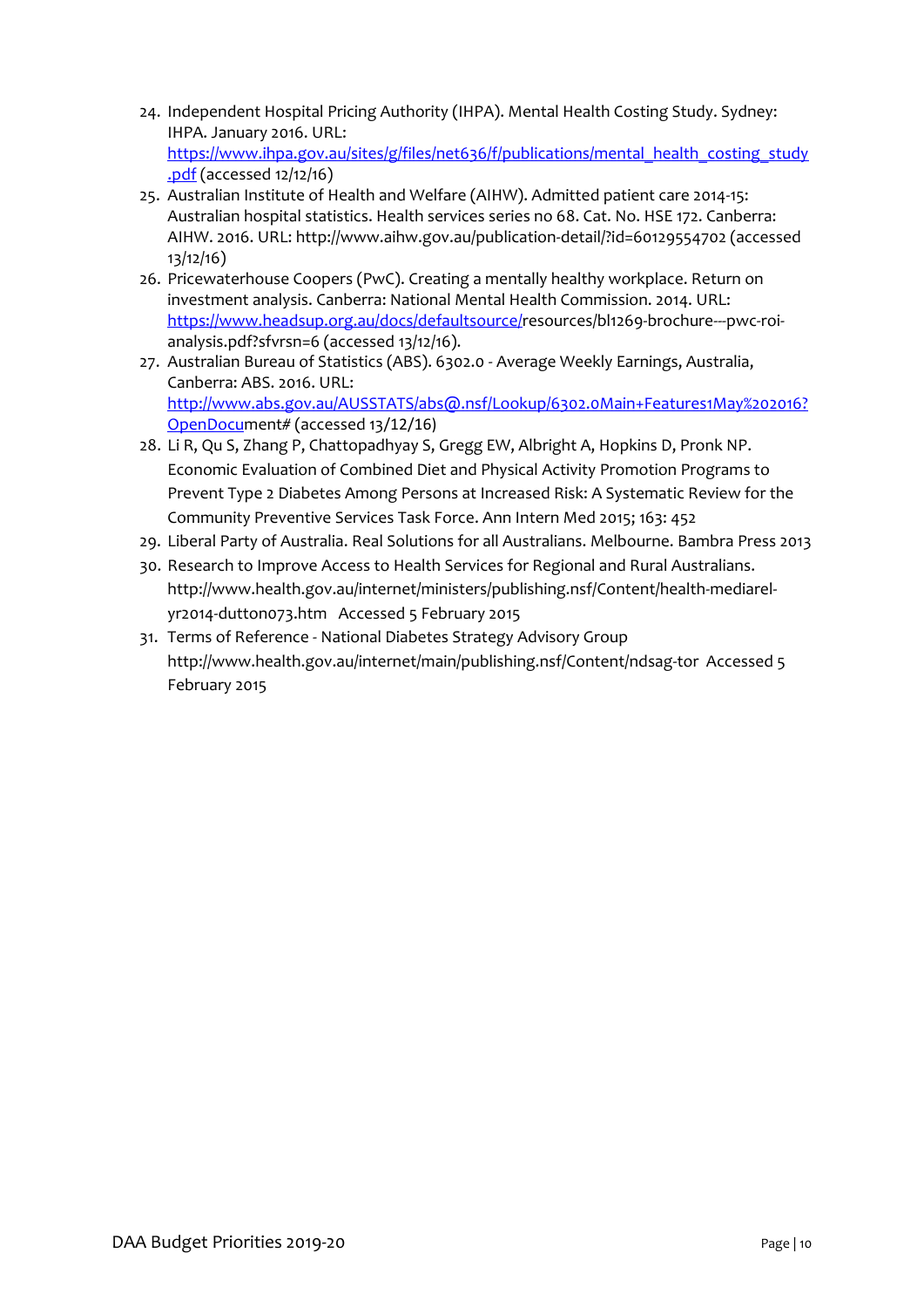24. Independent Hospital Pricing Authority (IHPA). Mental Health Costing Study. Sydney: IHPA. January 2016. URL: https://www.ihpa.gov.au/sites/g/files/net636/f/publications/mental_health_costing_study.pdf (accessed 12/12/16)
25. Australian Institute of Health and Welfare (AIHW). Admitted patient care 2014-15: Australian hospital statistics. Health services series no 68. Cat. No. HSE 172. Canberra: AIHW. 2016. URL: http://www.aihw.gov.au/publication-detail/?id=60129554702 (accessed 13/12/16)
26. Pricewaterhouse Coopers (PwC). Creating a mentally healthy workplace. Return on investment analysis. Canberra: National Mental Health Commission. 2014. URL: https://www.headsup.org.au/docs/defaultsource/resources/bl1269-brochure---pwc-roi-analysis.pdf?sfvrsn=6 (accessed 13/12/16).
27. Australian Bureau of Statistics (ABS). 6302.0 - Average Weekly Earnings, Australia, Canberra: ABS. 2016. URL: http://www.abs.gov.au/AUSSTATS/abs@.nsf/Lookup/6302.0Main+Features1May%202016?OpenDocument# (accessed 13/12/16)
28. Li R, Qu S, Zhang P, Chattopadhyay S, Gregg EW, Albright A, Hopkins D, Pronk NP. Economic Evaluation of Combined Diet and Physical Activity Promotion Programs to Prevent Type 2 Diabetes Among Persons at Increased Risk: A Systematic Review for the Community Preventive Services Task Force. Ann Intern Med 2015; 163: 452
29. Liberal Party of Australia. Real Solutions for all Australians. Melbourne. Bambra Press 2013
30. Research to Improve Access to Health Services for Regional and Rural Australians. http://www.health.gov.au/internet/ministers/publishing.nsf/Content/health-mediarel-yr2014-dutton073.htm Accessed 5 February 2015
31. Terms of Reference - National Diabetes Strategy Advisory Group http://www.health.gov.au/internet/main/publishing.nsf/Content/ndsag-tor Accessed 5 February 2015